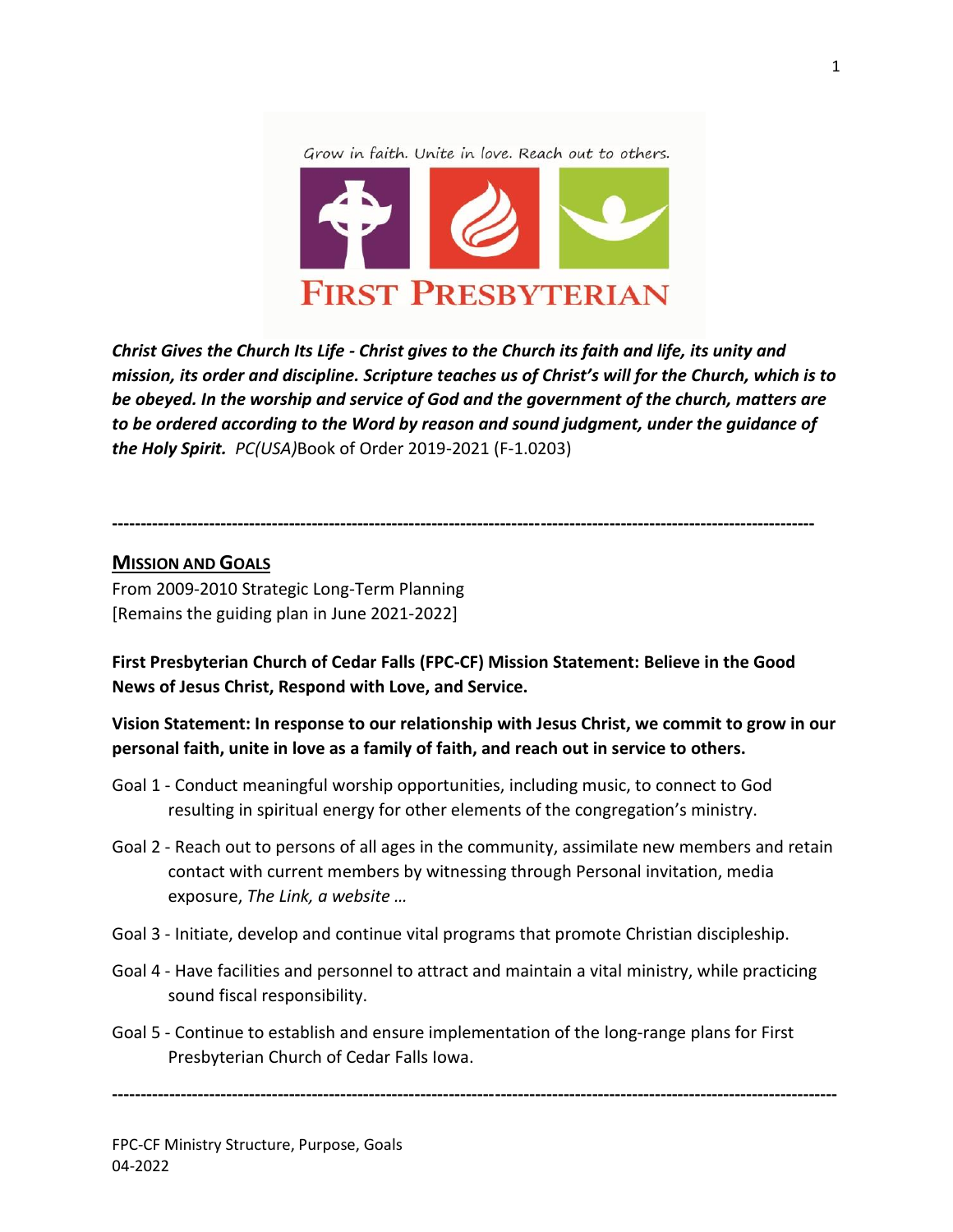Grow in faith. Unite in love. Reach out to others.

**FIRST PRESBYTERIAN**

***Christ Gives the Church Its Life - Christ gives to the Church its faith and life, its unity and mission, its order and discipline. Scripture teaches us of Christ's will for the Church, which is to be obeyed. In the worship and service of God and the government of the church, matters are to be ordered according to the Word by reason and sound judgment, under the guidance of the Holy Spirit.*** *PC(USA)*Book of Order 2019-2021 (F-1.0203)

---

## MISSION AND GOALS

From 2009-2010 Strategic Long-Term Planning
[Remains the guiding plan in June 2021-2022]

**First Presbyterian Church of Cedar Falls (FPC-CF) Mission Statement: Believe in the Good News of Jesus Christ, Respond with Love, and Service.**

**Vision Statement: In response to our relationship with Jesus Christ, we commit to grow in our personal faith, unite in love as a family of faith, and reach out in service to others.**

- Goal 1 - Conduct meaningful worship opportunities, including music, to connect to God resulting in spiritual energy for other elements of the congregation's ministry.
- Goal 2 - Reach out to persons of all ages in the community, assimilate new members and retain contact with current members by witnessing through Personal invitation, media exposure, *The Link, a website …*
- Goal 3 - Initiate, develop and continue vital programs that promote Christian discipleship.
- Goal 4 - Have facilities and personnel to attract and maintain a vital ministry, while practicing sound fiscal responsibility.
- Goal 5 - Continue to establish and ensure implementation of the long-range plans for First Presbyterian Church of Cedar Falls Iowa.

---

FPC-CF Ministry Structure, Purpose, Goals
04-2022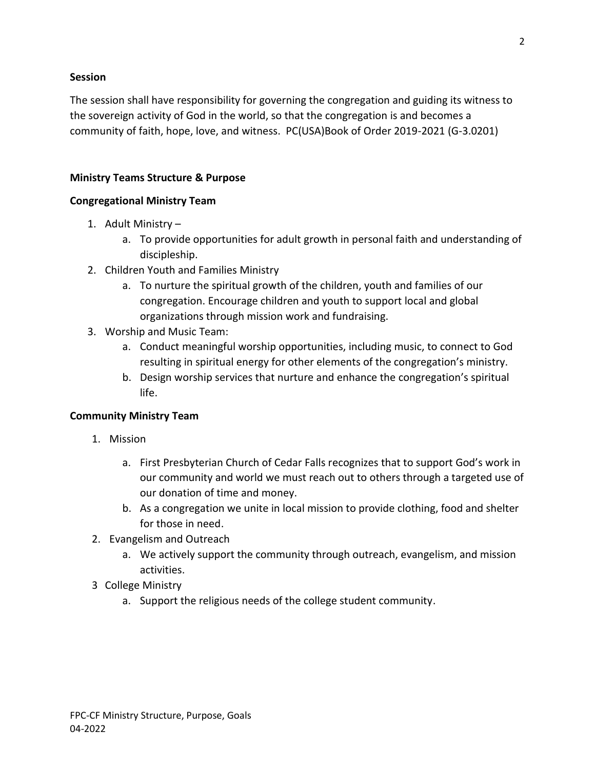**Session**

The session shall have responsibility for governing the congregation and guiding its witness to the sovereign activity of God in the world, so that the congregation is and becomes a community of faith, hope, love, and witness. PC(USA)Book of Order 2019-2021 (G-3.0201)

**Ministry Teams Structure & Purpose**

**Congregational Ministry Team**

1. Adult Ministry –
    a. To provide opportunities for adult growth in personal faith and understanding of discipleship.
2. Children Youth and Families Ministry
    a. To nurture the spiritual growth of the children, youth and families of our congregation. Encourage children and youth to support local and global organizations through mission work and fundraising.
3. Worship and Music Team:
    a. Conduct meaningful worship opportunities, including music, to connect to God resulting in spiritual energy for other elements of the congregation's ministry.
    b. Design worship services that nurture and enhance the congregation's spiritual life.

**Community Ministry Team**

1. Mission
    a. First Presbyterian Church of Cedar Falls recognizes that to support God's work in our community and world we must reach out to others through a targeted use of our donation of time and money.
    b. As a congregation we unite in local mission to provide clothing, food and shelter for those in need.
2. Evangelism and Outreach
    a. We actively support the community through outreach, evangelism, and mission activities.
3. College Ministry
    a. Support the religious needs of the college student community.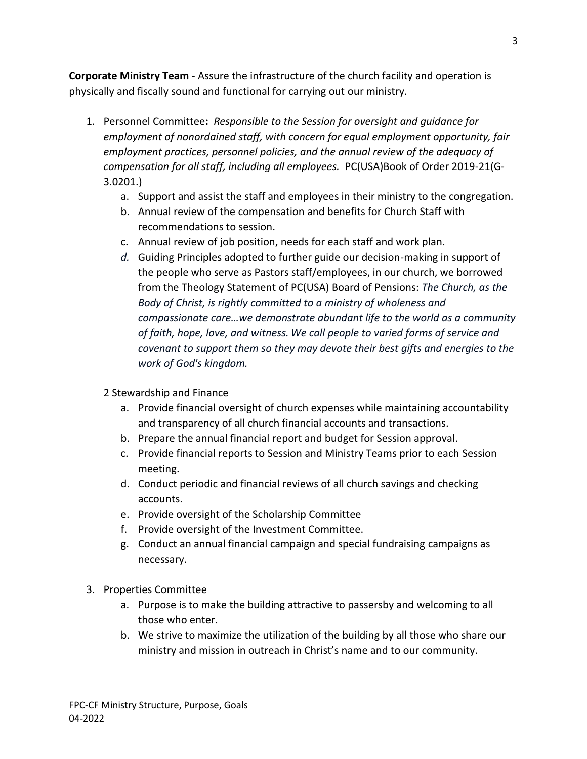**Corporate Ministry Team -** Assure the infrastructure of the church facility and operation is physically and fiscally sound and functional for carrying out our ministry.

1. Personnel Committee**:** *Responsible to the Session for oversight and guidance for employment of nonordained staff, with concern for equal employment opportunity, fair employment practices, personnel policies, and the annual review of the adequacy of compensation for all staff, including all employees.* PC(USA)Book of Order 2019-21(G-3.0201.)
    a. Support and assist the staff and employees in their ministry to the congregation.
    b. Annual review of the compensation and benefits for Church Staff with recommendations to session.
    c. Annual review of job position, needs for each staff and work plan.
    *d.* Guiding Principles adopted to further guide our decision-making in support of the people who serve as Pastors staff/employees, in our church, we borrowed from the Theology Statement of PC(USA) Board of Pensions: *The Church, as the Body of Christ, is rightly committed to a ministry of wholeness and compassionate care…we demonstrate abundant life to the world as a community of faith, hope, love, and witness. We call people to varied forms of service and covenant to support them so they may devote their best gifts and energies to the work of God's kingdom.*

    2 Stewardship and Finance
    a. Provide financial oversight of church expenses while maintaining accountability and transparency of all church financial accounts and transactions.
    b. Prepare the annual financial report and budget for Session approval.
    c. Provide financial reports to Session and Ministry Teams prior to each Session meeting.
    d. Conduct periodic and financial reviews of all church savings and checking accounts.
    e. Provide oversight of the Scholarship Committee
    f. Provide oversight of the Investment Committee.
    g. Conduct an annual financial campaign and special fundraising campaigns as necessary.

3. Properties Committee
    a. Purpose is to make the building attractive to passersby and welcoming to all those who enter.
    b. We strive to maximize the utilization of the building by all those who share our ministry and mission in outreach in Christ's name and to our community.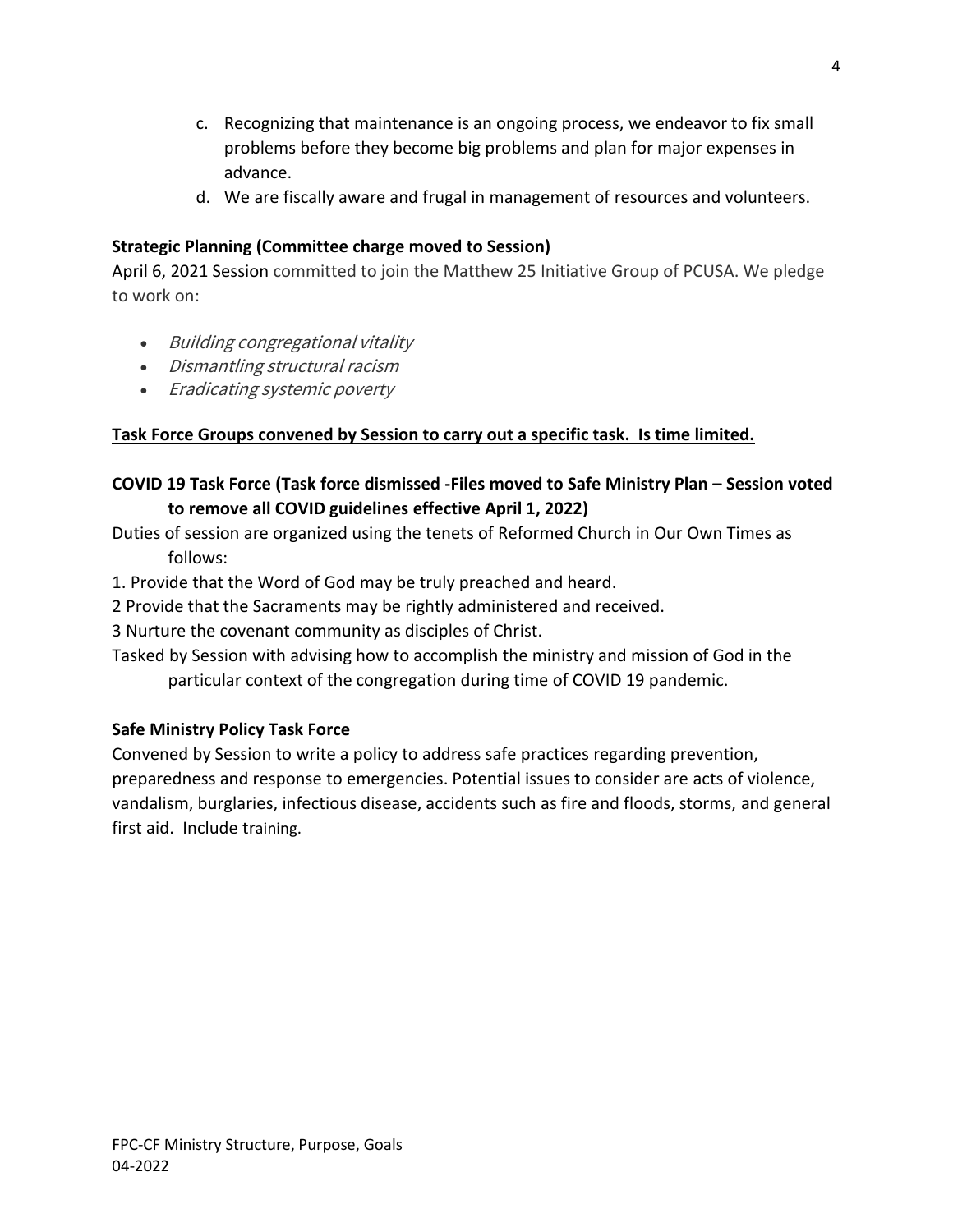c. Recognizing that maintenance is an ongoing process, we endeavor to fix small problems before they become big problems and plan for major expenses in advance.

d. We are fiscally aware and frugal in management of resources and volunteers.

**Strategic Planning (Committee charge moved to Session)**

April 6, 2021 Session committed to join the Matthew 25 Initiative Group of PCUSA. We pledge to work on:

- *Building congregational vitality*
- *Dismantling structural racism*
- *Eradicating systemic poverty*

**<u>Task Force Groups convened by Session to carry out a specific task. Is time limited.</u>**

**COVID 19 Task Force (Task force dismissed -Files moved to Safe Ministry Plan – Session voted to remove all COVID guidelines effective April 1, 2022)**

Duties of session are organized using the tenets of Reformed Church in Our Own Times as follows:

1. Provide that the Word of God may be truly preached and heard.
2 Provide that the Sacraments may be rightly administered and received.
3 Nurture the covenant community as disciples of Christ.

Tasked by Session with advising how to accomplish the ministry and mission of God in the particular context of the congregation during time of COVID 19 pandemic.

**Safe Ministry Policy Task Force**

Convened by Session to write a policy to address safe practices regarding prevention, preparedness and response to emergencies. Potential issues to consider are acts of violence, vandalism, burglaries, infectious disease, accidents such as fire and floods, storms, and general first aid. Include training.

FPC-CF Ministry Structure, Purpose, Goals
04-2022